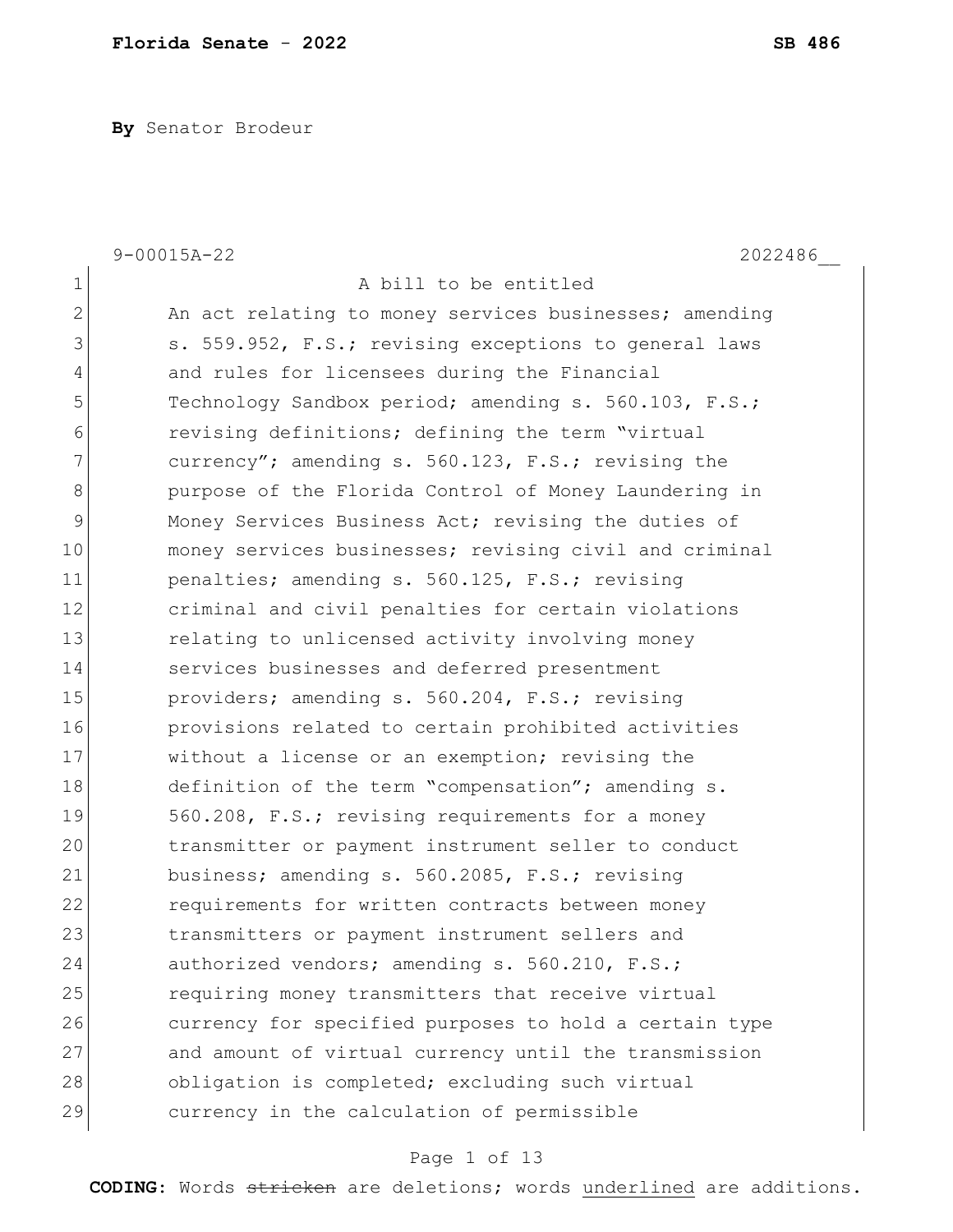**By** Senator Brodeur

9-00015A-22 2022486__

A bill to be entitled

An act relating to money services businesses; amending s. 559.952, F.S.; revising exceptions to general laws and rules for licensees during the Financial Technology Sandbox period; amending s. 560.103, F.S.; revising definitions; defining the term "virtual currency"; amending s. 560.123, F.S.; revising the purpose of the Florida Control of Money Laundering in Money Services Business Act; revising the duties of money services businesses; revising civil and criminal penalties; amending s. 560.125, F.S.; revising criminal and civil penalties for certain violations relating to unlicensed activity involving money services businesses and deferred presentment providers; amending s. 560.204, F.S.; revising provisions related to certain prohibited activities without a license or an exemption; revising the definition of the term "compensation"; amending s. 560.208, F.S.; revising requirements for a money transmitter or payment instrument seller to conduct business; amending s. 560.2085, F.S.; revising requirements for written contracts between money transmitters or payment instrument sellers and authorized vendors; amending s. 560.210, F.S.; requiring money transmitters that receive virtual currency for specified purposes to hold a certain type and amount of virtual currency until the transmission obligation is completed; excluding such virtual currency in the calculation of permissible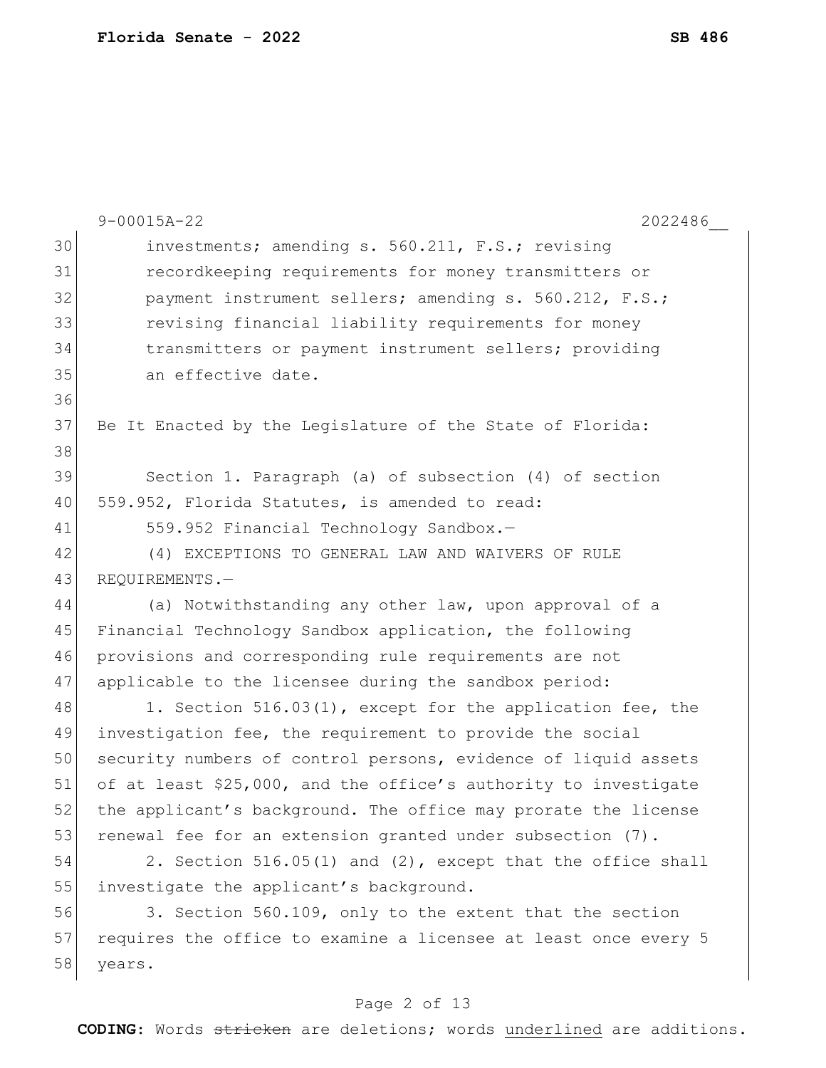investments; amending s. 560.211, F.S.; revising recordkeeping requirements for money transmitters or payment instrument sellers; amending s. 560.212, F.S.; revising financial liability requirements for money transmitters or payment instrument sellers; providing an effective date.

Be It Enacted by the Legislature of the State of Florida:

Section 1. Paragraph (a) of subsection (4) of section 559.952, Florida Statutes, is amended to read:

559.952 Financial Technology Sandbox.—

(4) EXCEPTIONS TO GENERAL LAW AND WAIVERS OF RULE REQUIREMENTS.—

(a) Notwithstanding any other law, upon approval of a Financial Technology Sandbox application, the following provisions and corresponding rule requirements are not applicable to the licensee during the sandbox period:

1. Section 516.03(1), except for the application fee, the investigation fee, the requirement to provide the social security numbers of control persons, evidence of liquid assets of at least $25,000, and the office's authority to investigate the applicant's background. The office may prorate the license renewal fee for an extension granted under subsection (7).

2. Section 516.05(1) and (2), except that the office shall investigate the applicant's background.

3. Section 560.109, only to the extent that the section requires the office to examine a licensee at least once every 5 years.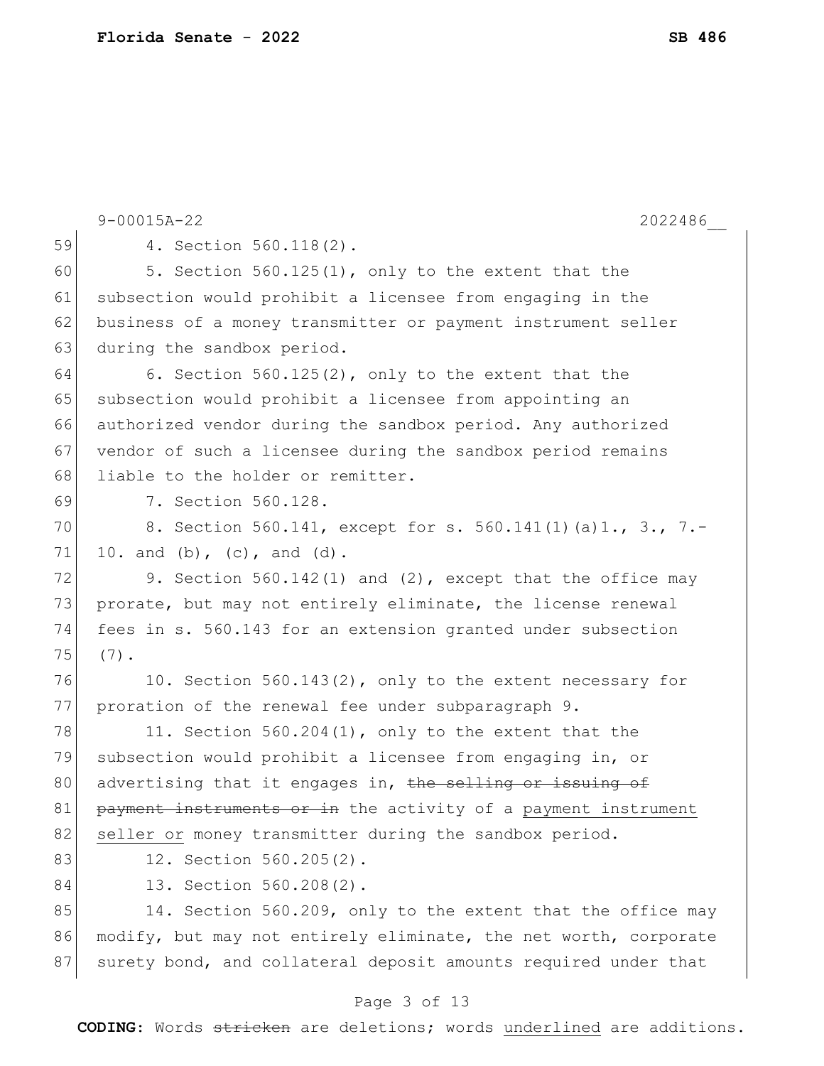4. Section 560.118(2).

5. Section 560.125(1), only to the extent that the subsection would prohibit a licensee from engaging in the business of a money transmitter or payment instrument seller during the sandbox period.

6. Section 560.125(2), only to the extent that the subsection would prohibit a licensee from appointing an authorized vendor during the sandbox period. Any authorized vendor of such a licensee during the sandbox period remains liable to the holder or remitter.

7. Section 560.128.

8. Section 560.141, except for s. 560.141(1)(a)1., 3., 7.-10. and (b), (c), and (d).

9. Section 560.142(1) and (2), except that the office may prorate, but may not entirely eliminate, the license renewal fees in s. 560.143 for an extension granted under subsection (7).

10. Section 560.143(2), only to the extent necessary for proration of the renewal fee under subparagraph 9.

11. Section 560.204(1), only to the extent that the subsection would prohibit a licensee from engaging in, or advertising that it engages in, ~~the selling or issuing of payment instruments or in~~ the activity of a <u>payment instrument seller or</u> money transmitter during the sandbox period.

12. Section 560.205(2).

13. Section 560.208(2).

14. Section 560.209, only to the extent that the office may modify, but may not entirely eliminate, the net worth, corporate surety bond, and collateral deposit amounts required under that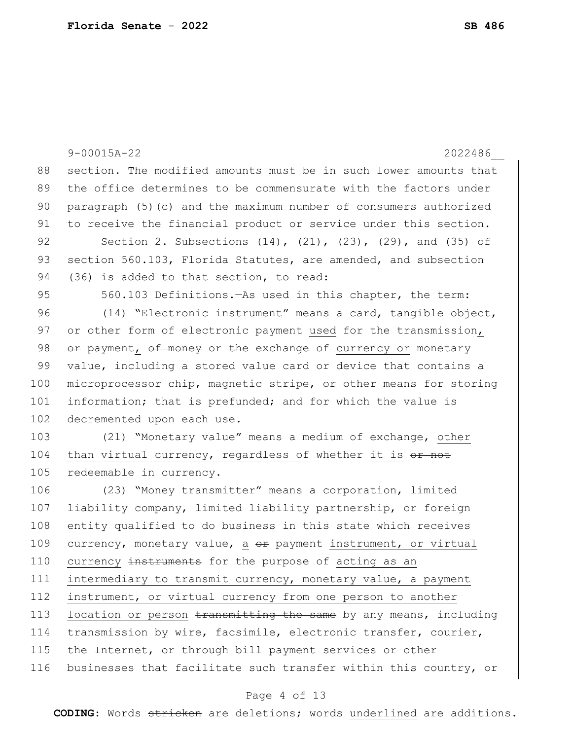section. The modified amounts must be in such lower amounts that the office determines to be commensurate with the factors under paragraph (5)(c) and the maximum number of consumers authorized to receive the financial product or service under this section.

Section 2. Subsections (14), (21), (23), (29), and (35) of section 560.103, Florida Statutes, are amended, and subsection (36) is added to that section, to read:

560.103 Definitions.—As used in this chapter, the term:

(14) "Electronic instrument" means a card, tangible object, or other form of electronic payment <u>used</u> for the transmission<u>,</u> ~~or~~ payment<u>,</u> ~~of money~~ or ~~the~~ exchange of <u>currency or</u> monetary value, including a stored value card or device that contains a microprocessor chip, magnetic stripe, or other means for storing information; that is prefunded; and for which the value is decremented upon each use.

(21) "Monetary value" means a medium of exchange, <u>other than virtual currency, regardless of</u> whether <u>it is</u> ~~or not~~ redeemable in currency.

(23) "Money transmitter" means a corporation, limited liability company, limited liability partnership, or foreign entity qualified to do business in this state which receives currency, monetary value, <u>a</u> ~~or~~ payment <u>instrument, or virtual currency</u> ~~instruments~~ for the purpose of <u>acting as an intermediary to transmit currency, monetary value, a payment instrument, or virtual currency from one person to another location or person</u> ~~transmitting the same~~ by any means, including transmission by wire, facsimile, electronic transfer, courier, the Internet, or through bill payment services or other businesses that facilitate such transfer within this country, or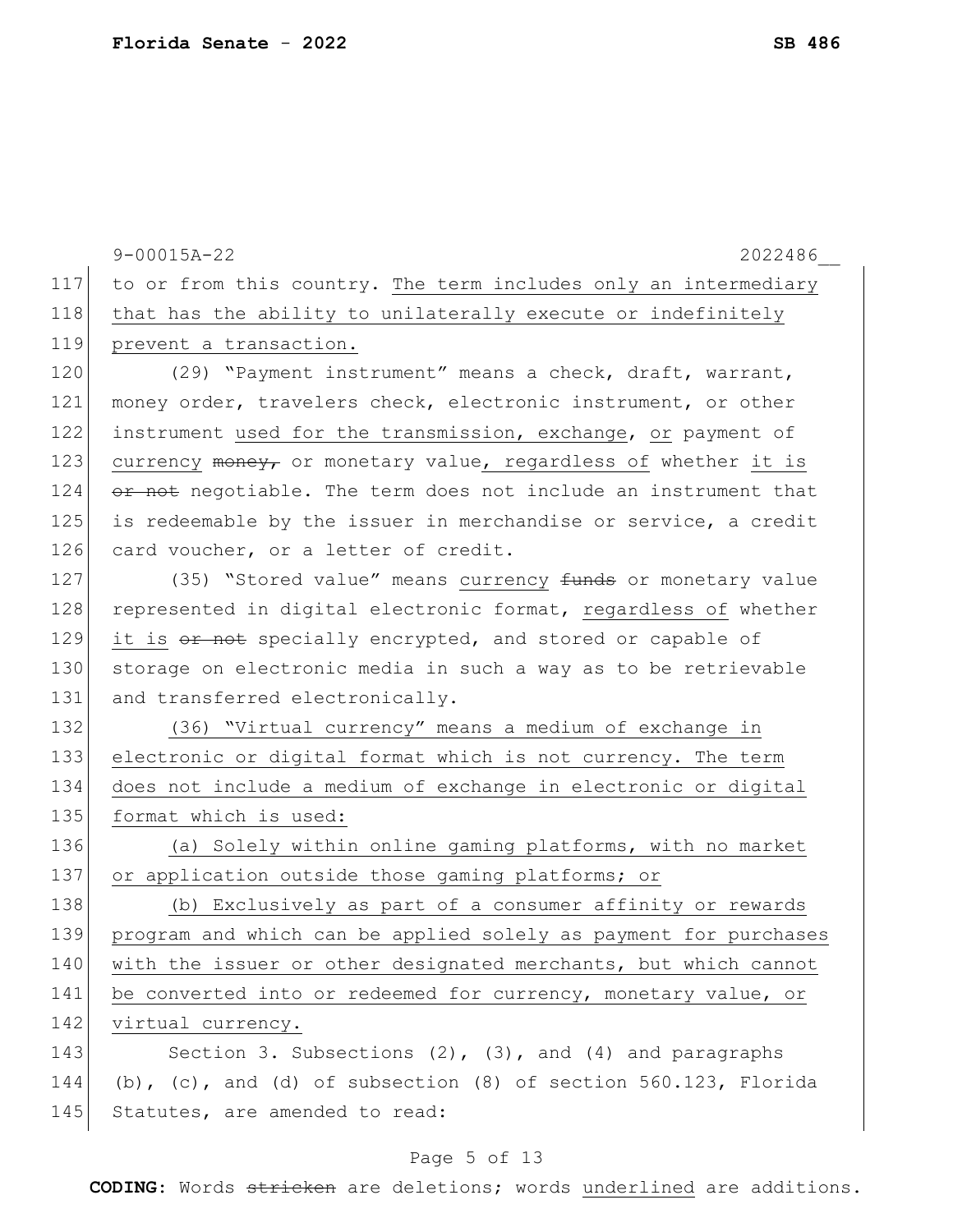to or from this country. The term includes only an intermediary that has the ability to unilaterally execute or indefinitely prevent a transaction.

(29) "Payment instrument" means a check, draft, warrant, money order, travelers check, electronic instrument, or other instrument used for the transmission, exchange, or payment of currency ~~money,~~ or monetary value, regardless of whether it is ~~or not~~ negotiable. The term does not include an instrument that is redeemable by the issuer in merchandise or service, a credit card voucher, or a letter of credit.

(35) "Stored value" means currency ~~funds~~ or monetary value represented in digital electronic format, regardless of whether it is ~~or not~~ specially encrypted, and stored or capable of storage on electronic media in such a way as to be retrievable and transferred electronically.

(36) "Virtual currency" means a medium of exchange in electronic or digital format which is not currency. The term does not include a medium of exchange in electronic or digital format which is used:

(a) Solely within online gaming platforms, with no market or application outside those gaming platforms; or

(b) Exclusively as part of a consumer affinity or rewards program and which can be applied solely as payment for purchases with the issuer or other designated merchants, but which cannot be converted into or redeemed for currency, monetary value, or virtual currency.

Section 3. Subsections (2), (3), and (4) and paragraphs (b), (c), and (d) of subsection (8) of section 560.123, Florida Statutes, are amended to read: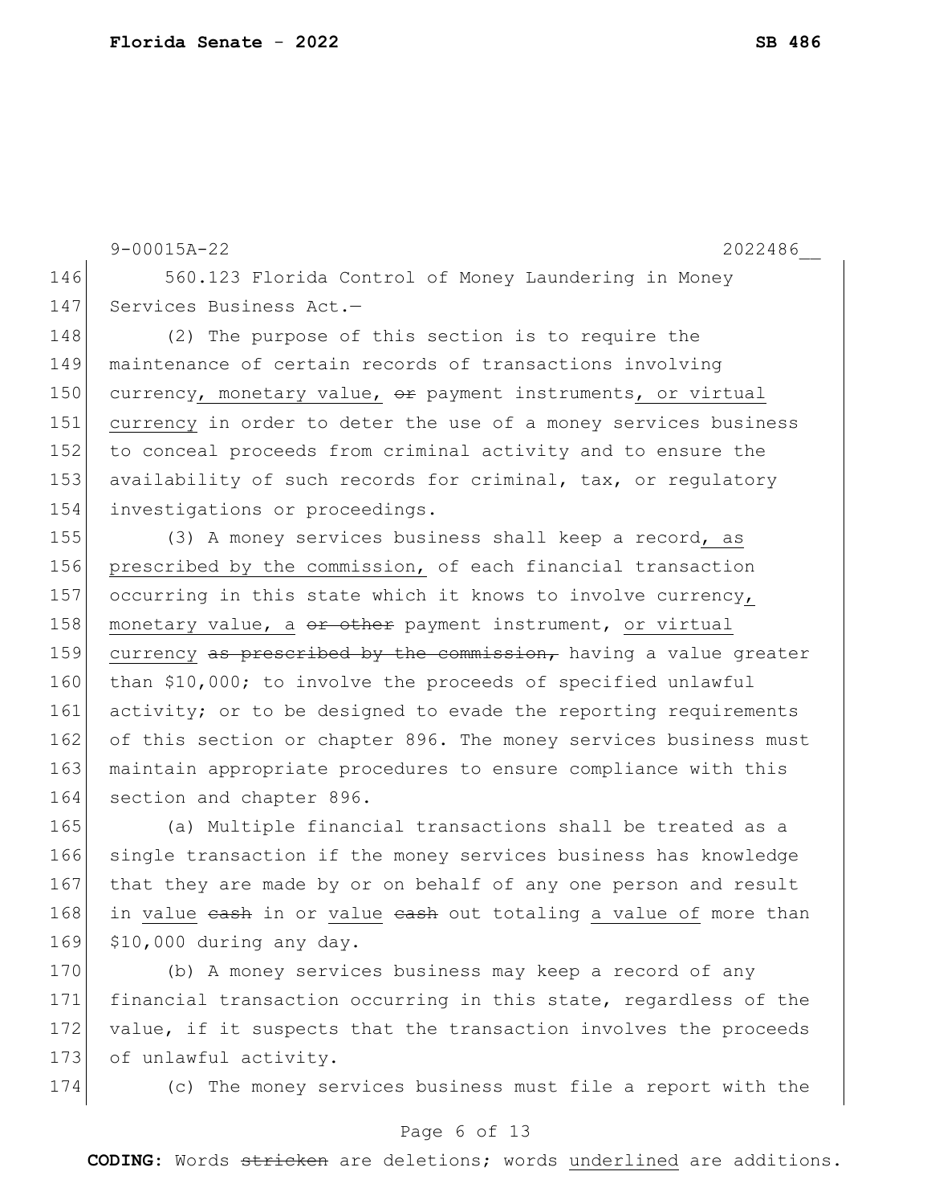9-00015A-22 2022486__

146 560.123 Florida Control of Money Laundering in Money
147 Services Business Act.—
148 (2) The purpose of this section is to require the
149 maintenance of certain records of transactions involving
150 currency, monetary value, ~~or~~ payment instruments, or virtual
151 currency in order to deter the use of a money services business
152 to conceal proceeds from criminal activity and to ensure the
153 availability of such records for criminal, tax, or regulatory
154 investigations or proceedings.
155 (3) A money services business shall keep a record, as
156 prescribed by the commission, of each financial transaction
157 occurring in this state which it knows to involve currency,
158 monetary value, a ~~or other~~ payment instrument, or virtual
159 currency ~~as prescribed by the commission,~~ having a value greater
160 than $10,000; to involve the proceeds of specified unlawful
161 activity; or to be designed to evade the reporting requirements
162 of this section or chapter 896. The money services business must
163 maintain appropriate procedures to ensure compliance with this
164 section and chapter 896.
165 (a) Multiple financial transactions shall be treated as a
166 single transaction if the money services business has knowledge
167 that they are made by or on behalf of any one person and result
168 in value ~~cash~~ in or value ~~cash~~ out totaling a value of more than
169 $10,000 during any day.
170 (b) A money services business may keep a record of any
171 financial transaction occurring in this state, regardless of the
172 value, if it suspects that the transaction involves the proceeds
173 of unlawful activity.
174 (c) The money services business must file a report with the

**CODING:** Words ~~stricken~~ are deletions; words underlined are additions.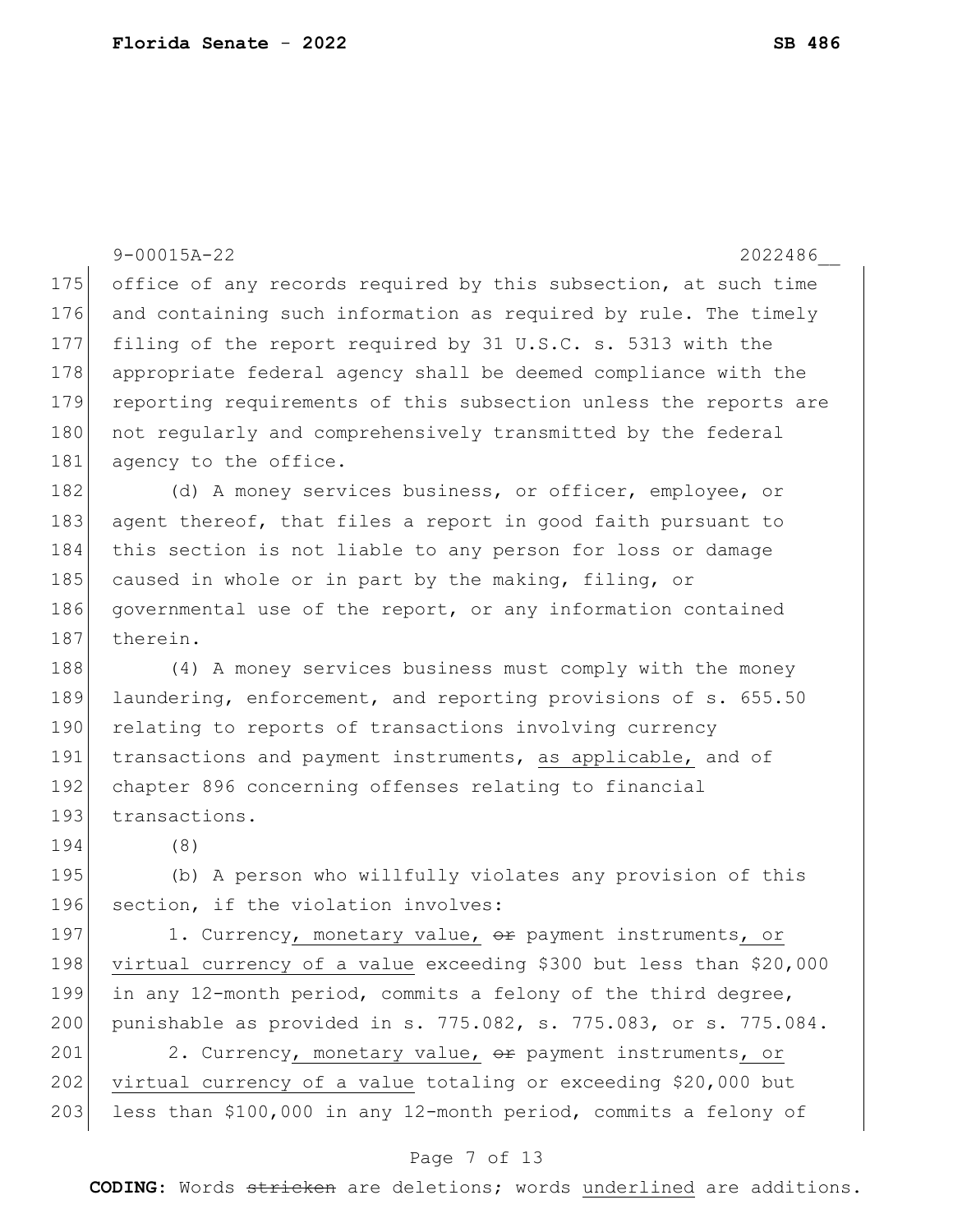office of any records required by this subsection, at such time and containing such information as required by rule. The timely filing of the report required by 31 U.S.C. s. 5313 with the appropriate federal agency shall be deemed compliance with the reporting requirements of this subsection unless the reports are not regularly and comprehensively transmitted by the federal agency to the office.

(d) A money services business, or officer, employee, or agent thereof, that files a report in good faith pursuant to this section is not liable to any person for loss or damage caused in whole or in part by the making, filing, or governmental use of the report, or any information contained therein.

(4) A money services business must comply with the money laundering, enforcement, and reporting provisions of s. 655.50 relating to reports of transactions involving currency transactions and payment instruments, <u>as applicable,</u> and of chapter 896 concerning offenses relating to financial transactions.

(8)

(b) A person who willfully violates any provision of this section, if the violation involves:

1. Currency<u>, monetary value,</u> ~~or~~ payment instruments<u>, or virtual currency of a value</u> exceeding $300 but less than $20,000 in any 12-month period, commits a felony of the third degree, punishable as provided in s. 775.082, s. 775.083, or s. 775.084.

2. Currency<u>, monetary value,</u> ~~or~~ payment instruments<u>, or virtual currency of a value</u> totaling or exceeding $20,000 but less than $100,000 in any 12-month period, commits a felony of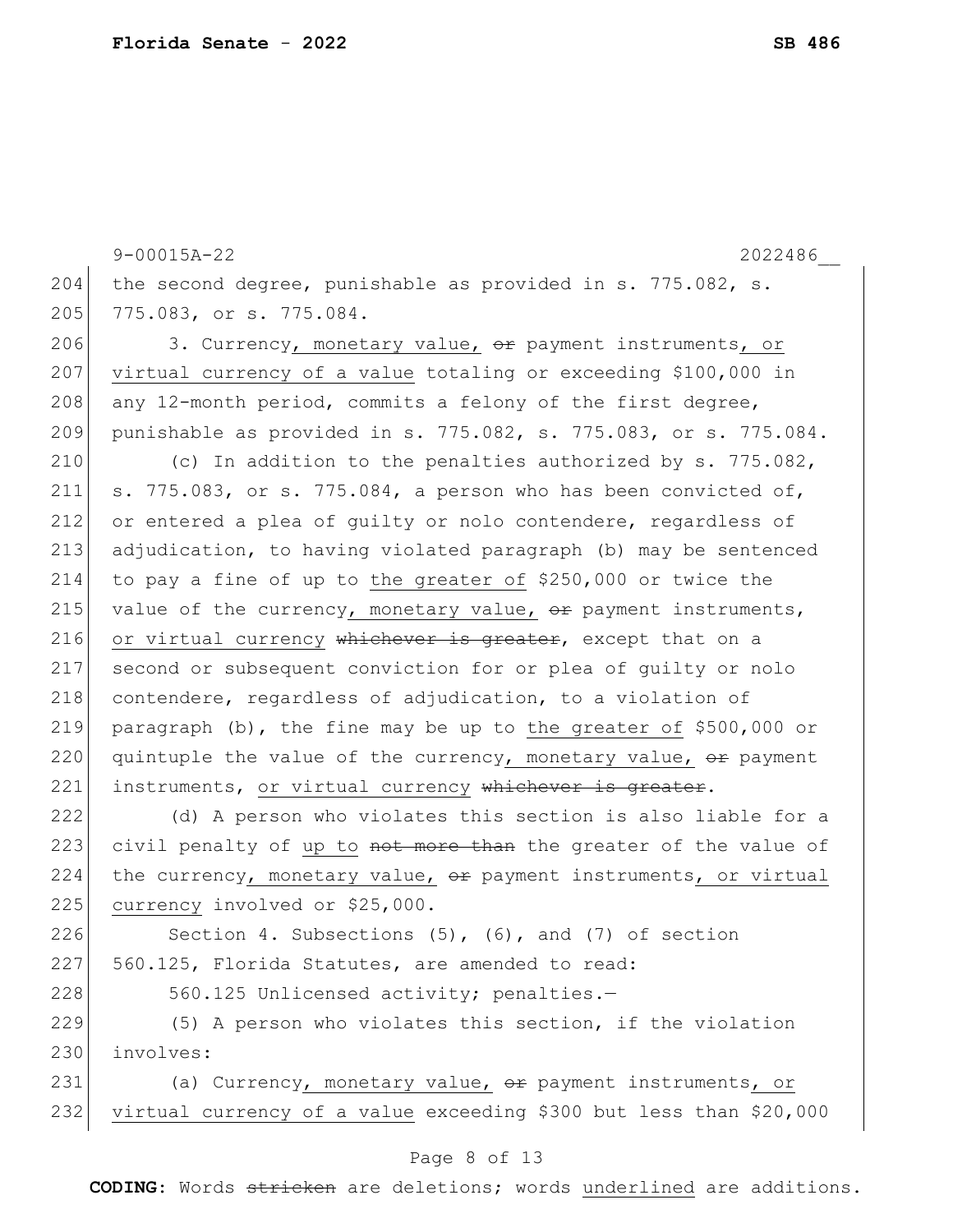9-00015A-22 2022486__

204 the second degree, punishable as provided in s. 775.082, s.
205 775.083, or s. 775.084.

206 3. Currency, monetary value, ~~or~~ payment instruments, or
207 virtual currency of a value totaling or exceeding $100,000 in
208 any 12-month period, commits a felony of the first degree,
209 punishable as provided in s. 775.082, s. 775.083, or s. 775.084.

210 (c) In addition to the penalties authorized by s. 775.082,
211 s. 775.083, or s. 775.084, a person who has been convicted of,
212 or entered a plea of guilty or nolo contendere, regardless of
213 adjudication, to having violated paragraph (b) may be sentenced
214 to pay a fine of up to the greater of $250,000 or twice the
215 value of the currency, monetary value, ~~or~~ payment instruments,
216 or virtual currency ~~whichever is greater~~, except that on a
217 second or subsequent conviction for or plea of guilty or nolo
218 contendere, regardless of adjudication, to a violation of
219 paragraph (b), the fine may be up to the greater of $500,000 or
220 quintuple the value of the currency, monetary value, ~~or~~ payment
221 instruments, or virtual currency ~~whichever is greater~~.

222 (d) A person who violates this section is also liable for a
223 civil penalty of up to ~~not more than~~ the greater of the value of
224 the currency, monetary value, ~~or~~ payment instruments, or virtual
225 currency involved or $25,000.

226 Section 4. Subsections (5), (6), and (7) of section
227 560.125, Florida Statutes, are amended to read:

228 560.125 Unlicensed activity; penalties.—

229 (5) A person who violates this section, if the violation
230 involves:

231 (a) Currency, monetary value, ~~or~~ payment instruments, or
232 virtual currency of a value exceeding $300 but less than $20,000

**CODING:** Words ~~stricken~~ are deletions; words underlined are additions.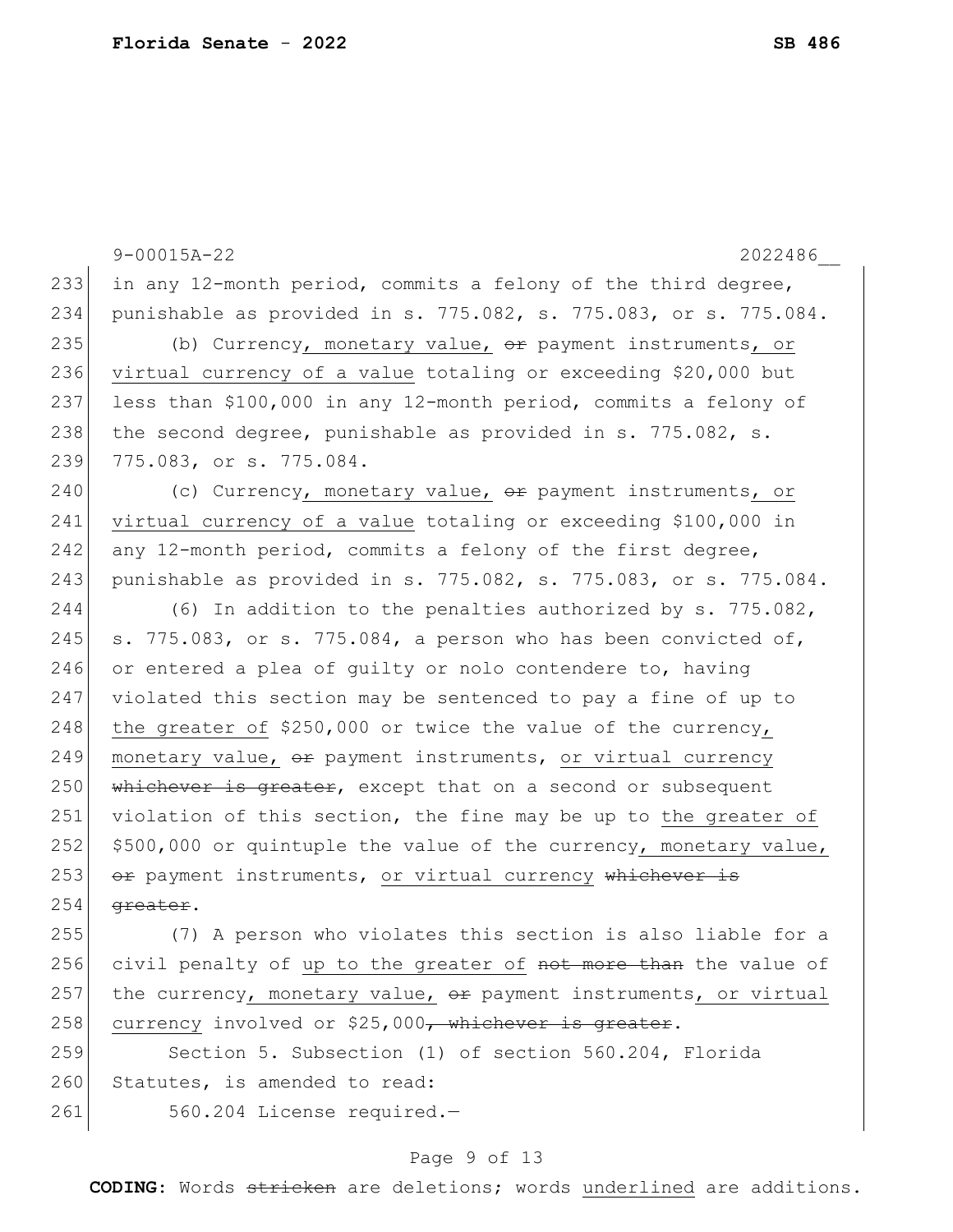in any 12-month period, commits a felony of the third degree, punishable as provided in s. 775.082, s. 775.083, or s. 775.084.

(b) Currency, monetary value, ~~or~~ payment instruments, or virtual currency of a value totaling or exceeding $20,000 but less than $100,000 in any 12-month period, commits a felony of the second degree, punishable as provided in s. 775.082, s. 775.083, or s. 775.084.

(c) Currency, monetary value, ~~or~~ payment instruments, or virtual currency of a value totaling or exceeding $100,000 in any 12-month period, commits a felony of the first degree, punishable as provided in s. 775.082, s. 775.083, or s. 775.084.

(6) In addition to the penalties authorized by s. 775.082, s. 775.083, or s. 775.084, a person who has been convicted of, or entered a plea of guilty or nolo contendere to, having violated this section may be sentenced to pay a fine of up to the greater of $250,000 or twice the value of the currency, monetary value, ~~or~~ payment instruments, or virtual currency ~~whichever is greater~~, except that on a second or subsequent violation of this section, the fine may be up to the greater of $500,000 or quintuple the value of the currency, monetary value, ~~or~~ payment instruments, or virtual currency ~~whichever is greater~~.

(7) A person who violates this section is also liable for a civil penalty of up to the greater of ~~not more than~~ the value of the currency, monetary value, ~~or~~ payment instruments, or virtual currency involved or $25,000~~, whichever is greater~~.

Section 5. Subsection (1) of section 560.204, Florida Statutes, is amended to read:

560.204 License required.—

**CODING:** Words ~~stricken~~ are deletions; words underlined are additions.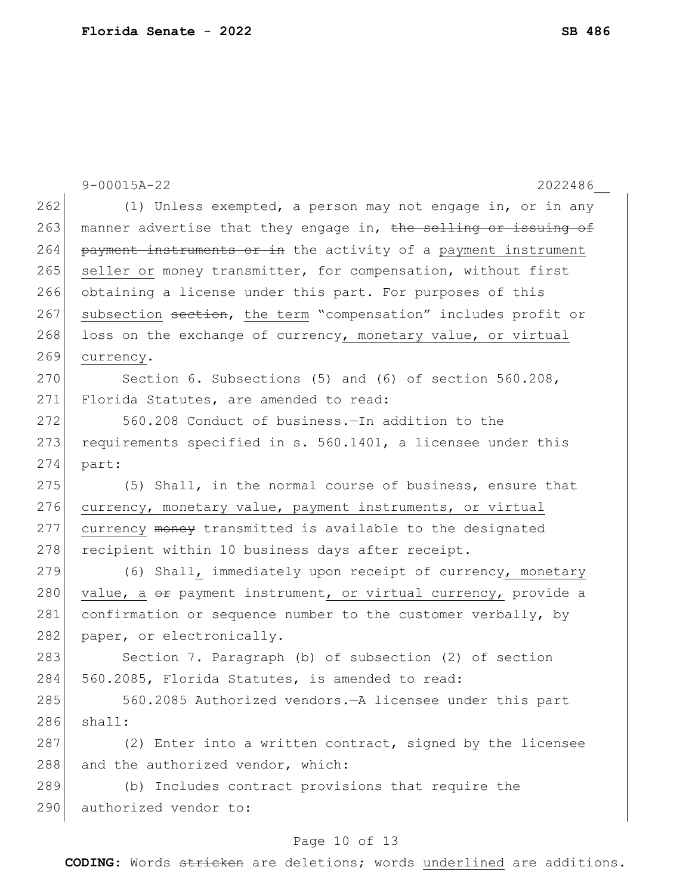(1) Unless exempted, a person may not engage in, or in any manner advertise that they engage in, ~~the selling or issuing of payment instruments or in~~ the activity of a <u>payment instrument seller or</u> money transmitter, for compensation, without first obtaining a license under this part. For purposes of this <u>subsection</u> ~~section~~, <u>the term</u> "compensation" includes profit or loss on the exchange of currency<u>, monetary value, or virtual currency</u>.

Section 6. Subsections (5) and (6) of section 560.208, Florida Statutes, are amended to read:

560.208 Conduct of business.—In addition to the requirements specified in s. 560.1401, a licensee under this part:

(5) Shall, in the normal course of business, ensure that <u>currency, monetary value, payment instruments, or virtual currency</u> ~~money~~ transmitted is available to the designated recipient within 10 business days after receipt.

(6) Shall<u>,</u> immediately upon receipt of currency<u>, monetary value, a</u> ~~or~~ payment instrument<u>, or virtual currency,</u> provide a confirmation or sequence number to the customer verbally, by paper, or electronically.

Section 7. Paragraph (b) of subsection (2) of section 560.2085, Florida Statutes, is amended to read:

560.2085 Authorized vendors.—A licensee under this part shall:

(2) Enter into a written contract, signed by the licensee and the authorized vendor, which:

(b) Includes contract provisions that require the authorized vendor to: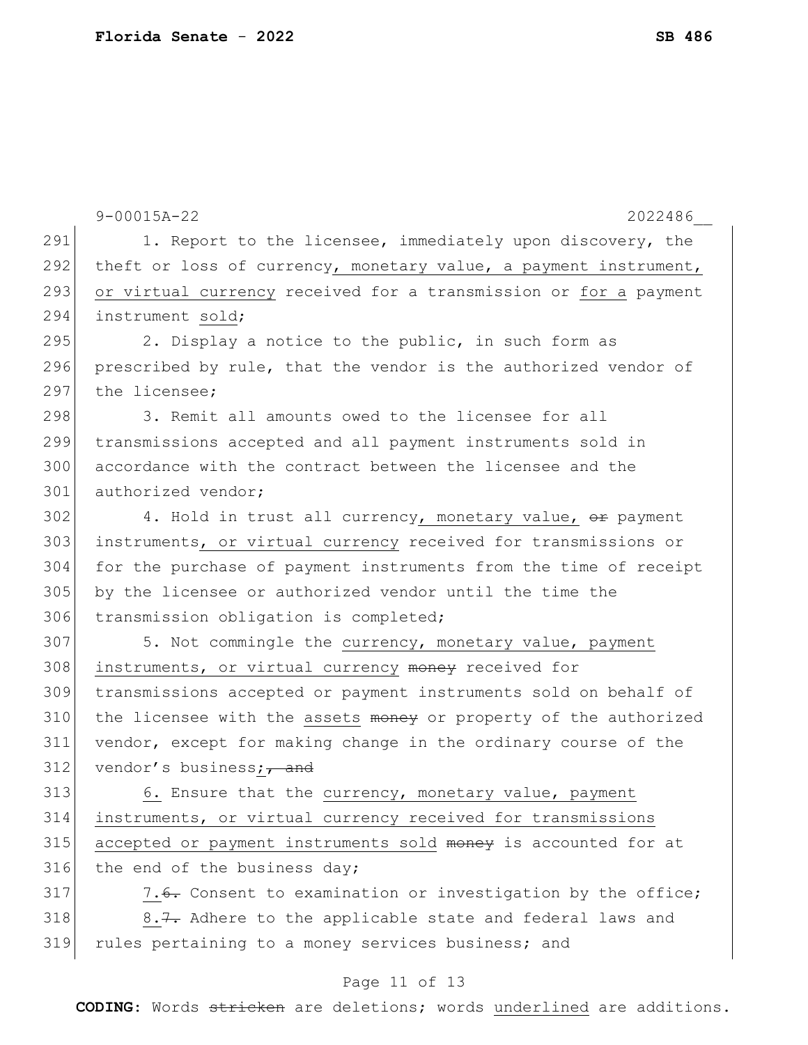1. Report to the licensee, immediately upon discovery, the theft or loss of currency, monetary value, a payment instrument, or virtual currency received for a transmission or for a payment instrument sold;

2. Display a notice to the public, in such form as prescribed by rule, that the vendor is the authorized vendor of the licensee;

3. Remit all amounts owed to the licensee for all transmissions accepted and all payment instruments sold in accordance with the contract between the licensee and the authorized vendor;

4. Hold in trust all currency, monetary value, ~~or~~ payment instruments, or virtual currency received for transmissions or for the purchase of payment instruments from the time of receipt by the licensee or authorized vendor until the time the transmission obligation is completed;

5. Not commingle the currency, monetary value, payment instruments, or virtual currency ~~money~~ received for transmissions accepted or payment instruments sold on behalf of the licensee with the assets ~~money~~ or property of the authorized vendor, except for making change in the ordinary course of the vendor's business; ~~, and~~

6. Ensure that the currency, monetary value, payment instruments, or virtual currency received for transmissions accepted or payment instruments sold ~~money~~ is accounted for at the end of the business day;

7.~~6.~~ Consent to examination or investigation by the office;

8.~~7.~~ Adhere to the applicable state and federal laws and rules pertaining to a money services business; and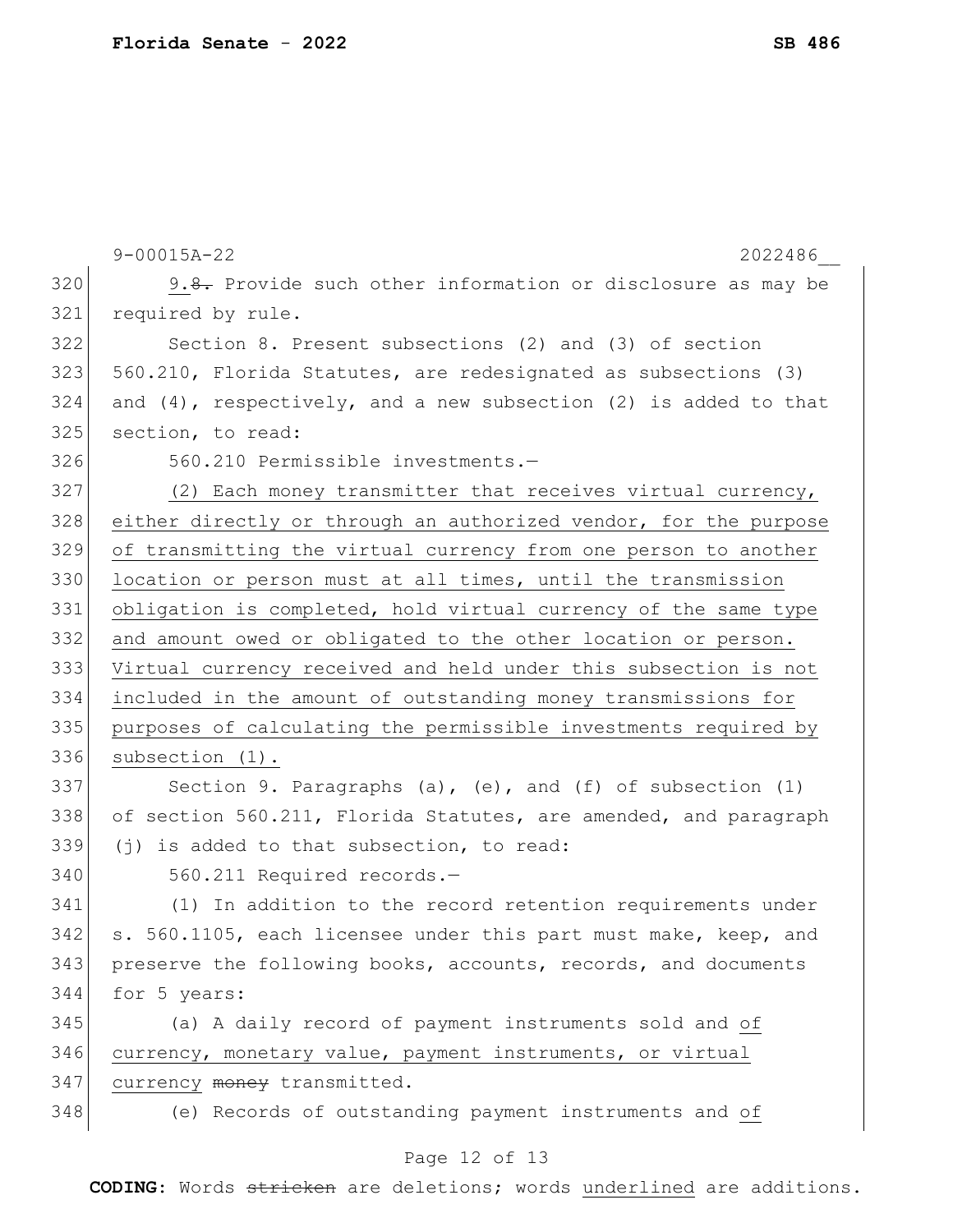9.~~8.~~ Provide such other information or disclosure as may be required by rule.

Section 8. Present subsections (2) and (3) of section 560.210, Florida Statutes, are redesignated as subsections (3) and (4), respectively, and a new subsection (2) is added to that section, to read:

560.210 Permissible investments.—

<u>(2) Each money transmitter that receives virtual currency, either directly or through an authorized vendor, for the purpose of transmitting the virtual currency from one person to another location or person must at all times, until the transmission obligation is completed, hold virtual currency of the same type and amount owed or obligated to the other location or person. Virtual currency received and held under this subsection is not included in the amount of outstanding money transmissions for purposes of calculating the permissible investments required by subsection (1).</u>

Section 9. Paragraphs (a), (e), and (f) of subsection (1) of section 560.211, Florida Statutes, are amended, and paragraph (j) is added to that subsection, to read:

560.211 Required records.—

(1) In addition to the record retention requirements under s. 560.1105, each licensee under this part must make, keep, and preserve the following books, accounts, records, and documents for 5 years:

(a) A daily record of payment instruments sold and <u>of currency, monetary value, payment instruments, or virtual currency</u> ~~money~~ transmitted.

(e) Records of outstanding payment instruments and <u>of</u>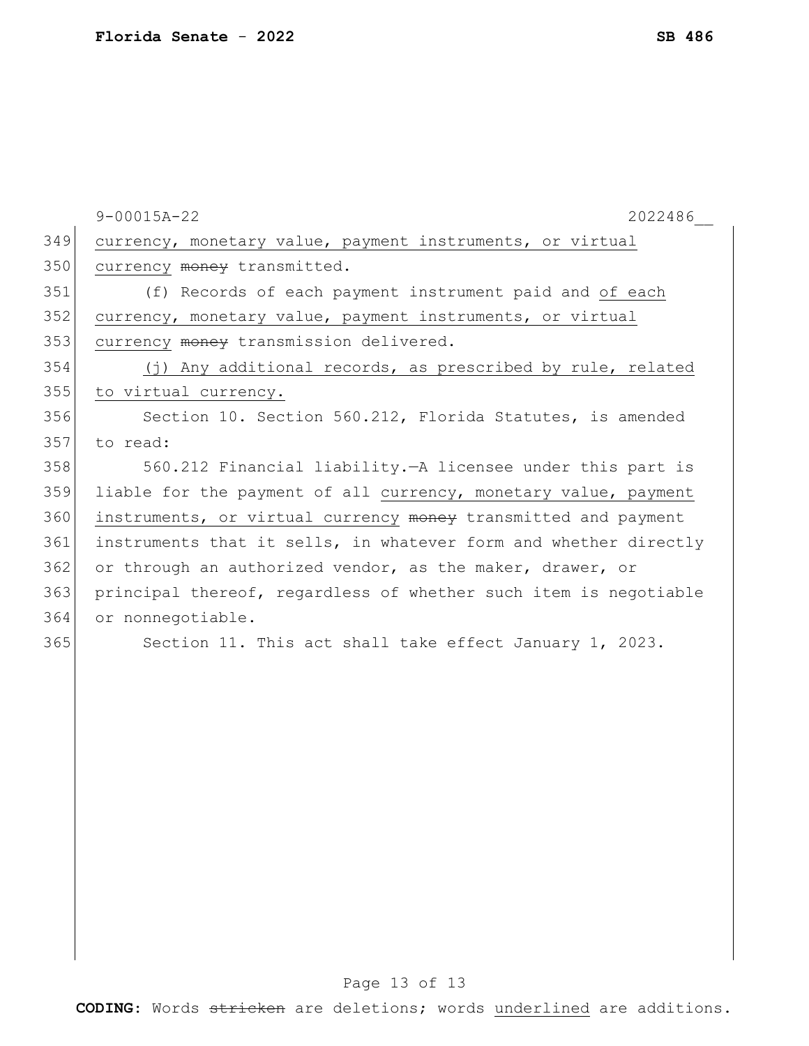9-00015A-22 2022486__

349 currency, monetary value, payment instruments, or virtual
350 currency ~~money~~ transmitted.
351 (f) Records of each payment instrument paid and of each
352 currency, monetary value, payment instruments, or virtual
353 currency ~~money~~ transmission delivered.
354 (j) Any additional records, as prescribed by rule, related
355 to virtual currency.
356 Section 10. Section 560.212, Florida Statutes, is amended
357 to read:
358 560.212 Financial liability.—A licensee under this part is
359 liable for the payment of all currency, monetary value, payment
360 instruments, or virtual currency ~~money~~ transmitted and payment
361 instruments that it sells, in whatever form and whether directly
362 or through an authorized vendor, as the maker, drawer, or
363 principal thereof, regardless of whether such item is negotiable
364 or nonnegotiable.
365 Section 11. This act shall take effect January 1, 2023.

**CODING:** Words ~~stricken~~ are deletions; words underlined are additions.